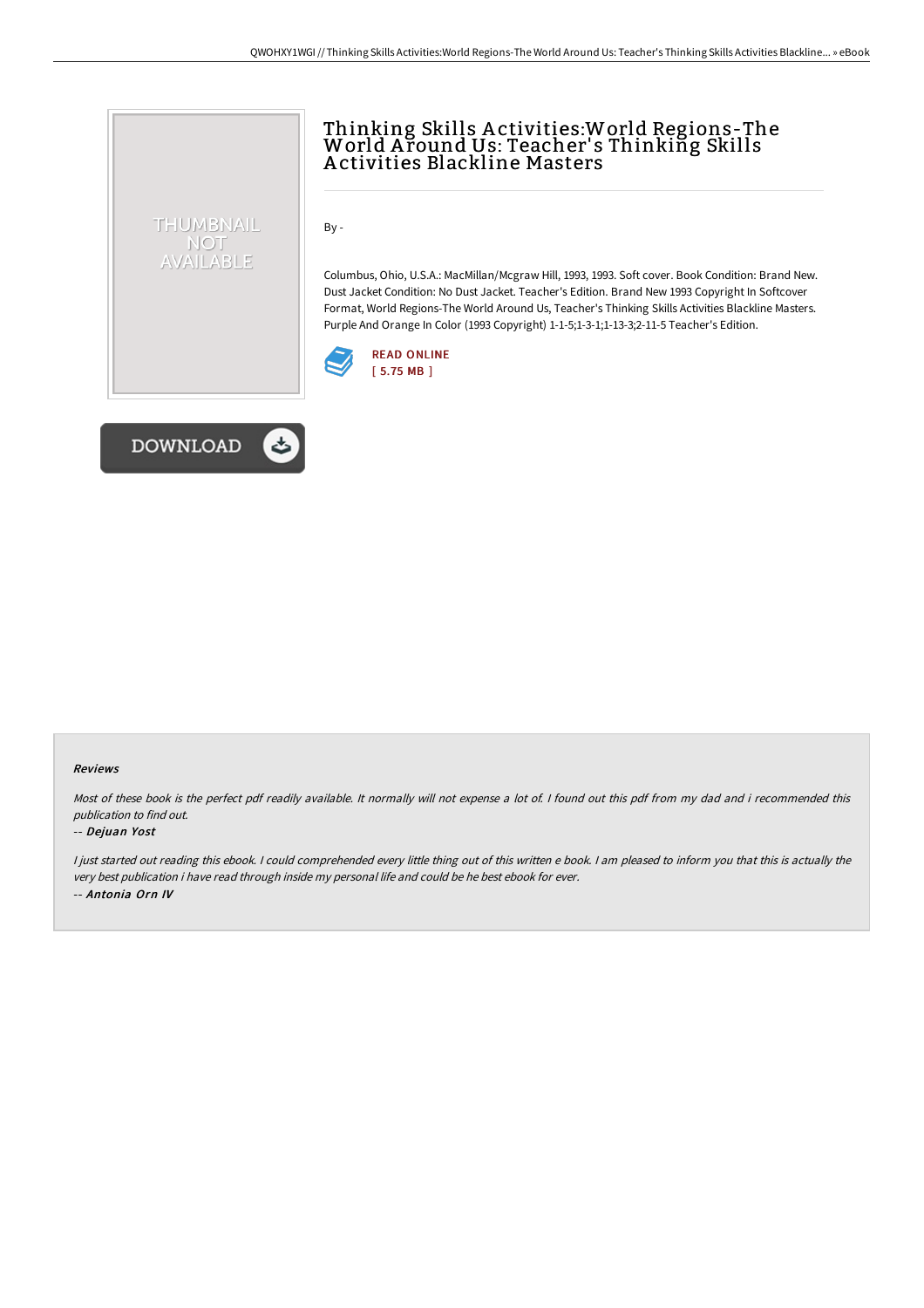# Thinking Skills Activities:World Regions-The World Around Us: Teacher's Thinking Skills Activities Blackline Masters

By -

Columbus, Ohio, U.S.A.: MacMillan/Mcgraw Hill, 1993, 1993. Soft cover. Book Condition: Brand New. Dust Jacket Condition: No Dust Jacket. Teacher's Edition. Brand New 1993 Copyright In Softcover Format, World Regions-The World Around Us, Teacher's Thinking Skills Activities Blackline Masters. Purple And Orange In Color (1993 Copyright) 1-1-5;1-3-1;1-13-3;2-11-5 Teacher's Edition.

READ ONLINE
[ 5.75 MB ]

DOWNLOAD

### Reviews

*Most of these book is the perfect pdf readily available. It normally will not expense a lot of. I found out this pdf from my dad and i recommended this publication to find out.*

-- *Dejuan Yost*

*I just started out reading this ebook. I could comprehended every little thing out of this written e book. I am pleased to inform you that this is actually the very best publication i have read through inside my personal life and could be he best ebook for ever.*

-- *Antonia Orn IV*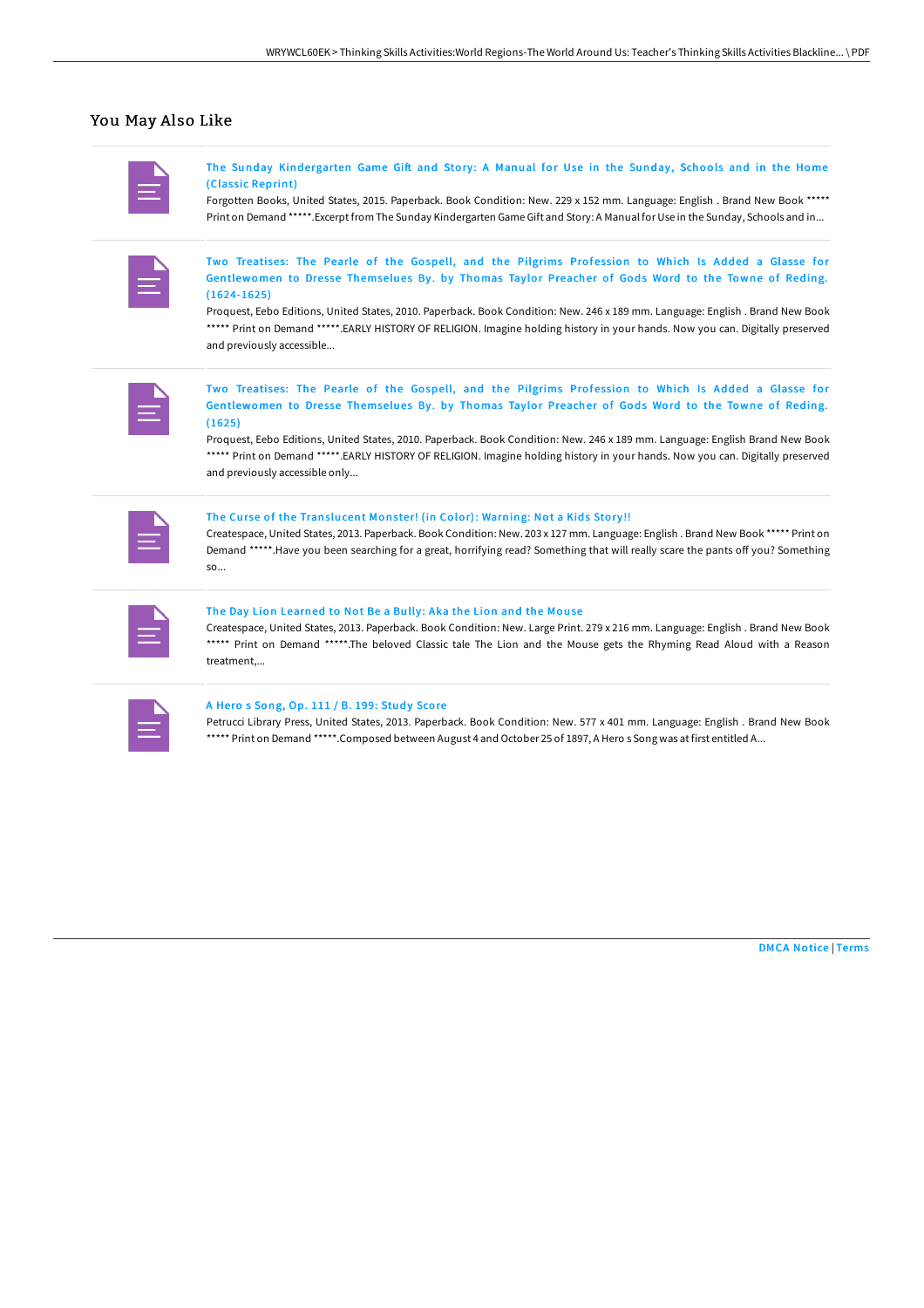## You May Also Like

**The Sunday Kindergarten Game Gift and Story: A Manual for Use in the Sunday, Schools and in the Home (Classic Reprint)**

Forgotten Books, United States, 2015. Paperback. Book Condition: New. 229 x 152 mm. Language: English . Brand New Book ***** Print on Demand *****.Excerpt from The Sunday Kindergarten Game Gift and Story: A Manual for Use in the Sunday, Schools and in...

**Two Treatises: The Pearle of the Gospell, and the Pilgrims Profession to Which Is Added a Glasse for Gentlewomen to Dresse Themselues By. by Thomas Taylor Preacher of Gods Word to the Towne of Reding. (1624-1625)**

Proquest, Eebo Editions, United States, 2010. Paperback. Book Condition: New. 246 x 189 mm. Language: English . Brand New Book ***** Print on Demand *****.EARLY HISTORY OF RELIGION. Imagine holding history in your hands. Now you can. Digitally preserved and previously accessible...

**Two Treatises: The Pearle of the Gospell, and the Pilgrims Profession to Which Is Added a Glasse for Gentlewomen to Dresse Themselues By. by Thomas Taylor Preacher of Gods Word to the Towne of Reding. (1625)**

Proquest, Eebo Editions, United States, 2010. Paperback. Book Condition: New. 246 x 189 mm. Language: English Brand New Book ***** Print on Demand *****.EARLY HISTORY OF RELIGION. Imagine holding history in your hands. Now you can. Digitally preserved and previously accessible only...

**The Curse of the Translucent Monster! (in Color): Warning: Not a Kids Story!!**

Createspace, United States, 2013. Paperback. Book Condition: New. 203 x 127 mm. Language: English . Brand New Book ***** Print on Demand *****.Have you been searching for a great, horrifying read? Something that will really scare the pants off you? Something so...

**The Day Lion Learned to Not Be a Bully: Aka the Lion and the Mouse**

Createspace, United States, 2013. Paperback. Book Condition: New. Large Print. 279 x 216 mm. Language: English . Brand New Book ***** Print on Demand *****.The beloved Classic tale The Lion and the Mouse gets the Rhyming Read Aloud with a Reason treatment,...

**A Hero s Song, Op. 111 / B. 199: Study Score**

Petrucci Library Press, United States, 2013. Paperback. Book Condition: New. 577 x 401 mm. Language: English . Brand New Book ***** Print on Demand *****.Composed between August 4 and October 25 of 1897, A Hero s Song was at first entitled A...

DMCA Notice | Terms